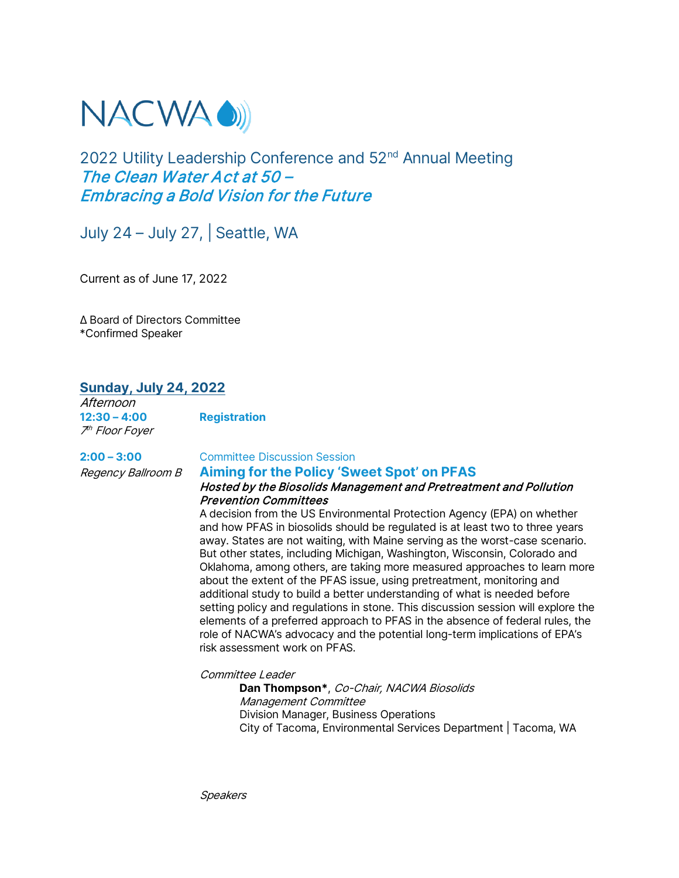# NACWA

## 2022 Utility Leadership Conference and 52nd Annual Meeting
## *The Clean Water Act at 50 – Embracing a Bold Vision for the Future*

July 24 – July 27, | Seattle, WA

Current as of June 17, 2022

Δ Board of Directors Committee
*Confirmed Speaker

## Sunday, July 24, 2022

*Afternoon*

**12:30 – 4:00** **Registration**
*7th Floor Foyer*

**2:00 – 3:00**
*Regency Ballroom B*

Committee Discussion Session

### Aiming for the Policy 'Sweet Spot' on PFAS

***Hosted by the Biosolids Management and Pretreatment and Pollution Prevention Committees***

A decision from the US Environmental Protection Agency (EPA) on whether and how PFAS in biosolids should be regulated is at least two to three years away. States are not waiting, with Maine serving as the worst-case scenario. But other states, including Michigan, Washington, Wisconsin, Colorado and Oklahoma, among others, are taking more measured approaches to learn more about the extent of the PFAS issue, using pretreatment, monitoring and additional study to build a better understanding of what is needed before setting policy and regulations in stone. This discussion session will explore the elements of a preferred approach to PFAS in the absence of federal rules, the role of NACWA's advocacy and the potential long-term implications of EPA's risk assessment work on PFAS.

*Committee Leader*

**Dan Thompson***, *Co-Chair, NACWA Biosolids Management Committee*
Division Manager, Business Operations
City of Tacoma, Environmental Services Department | Tacoma, WA

*Speakers*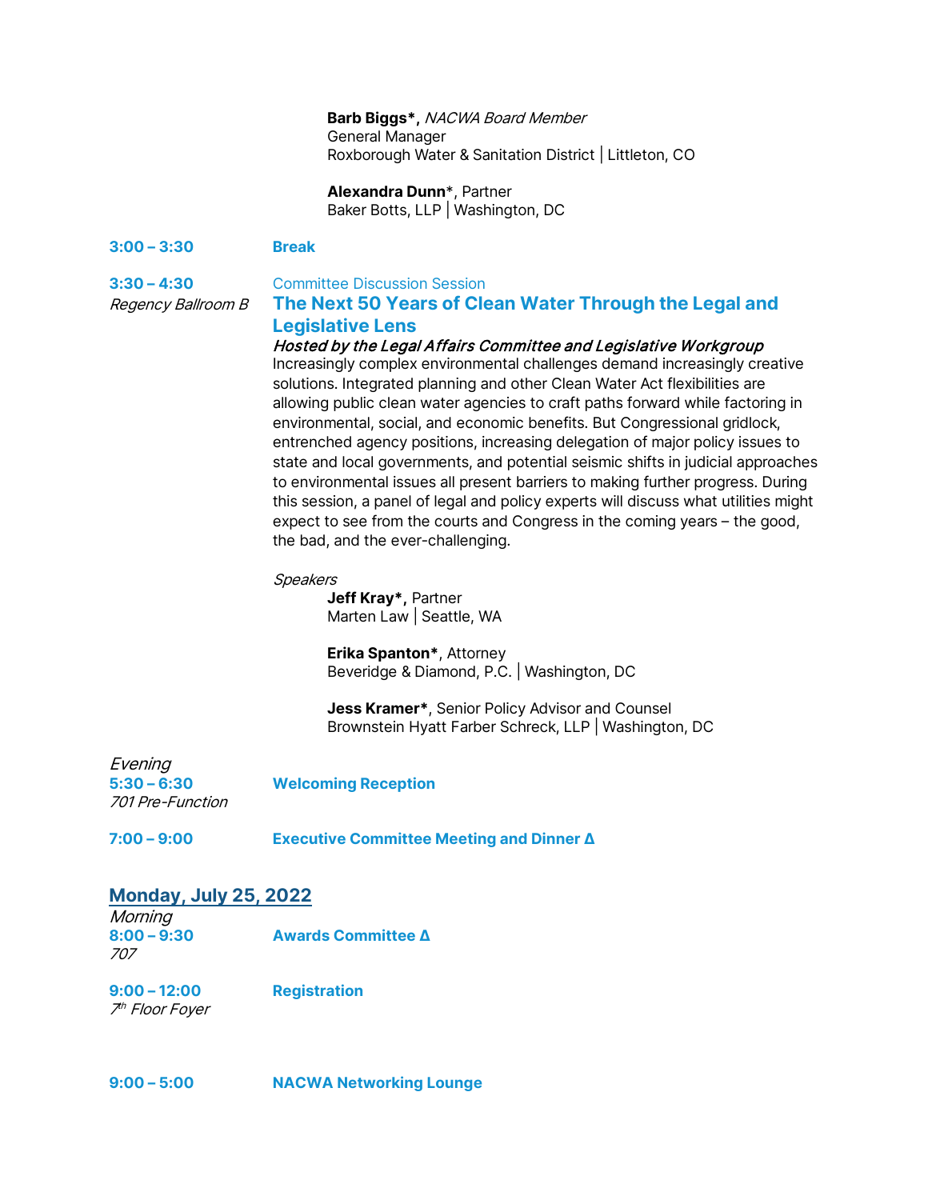**Barb Biggs*,** *NACWA Board Member*
General Manager
Roxborough Water & Sanitation District | Littleton, CO

**Alexandra Dunn***, Partner
Baker Botts, LLP | Washington, DC

**3:00 – 3:30** **Break**

**3:30 – 4:30**
*Regency Ballroom B*

Committee Discussion Session

### The Next 50 Years of Clean Water Through the Legal and Legislative Lens

***Hosted by the Legal Affairs Committee and Legislative Workgroup***

Increasingly complex environmental challenges demand increasingly creative solutions. Integrated planning and other Clean Water Act flexibilities are allowing public clean water agencies to craft paths forward while factoring in environmental, social, and economic benefits. But Congressional gridlock, entrenched agency positions, increasing delegation of major policy issues to state and local governments, and potential seismic shifts in judicial approaches to environmental issues all present barriers to making further progress. During this session, a panel of legal and policy experts will discuss what utilities might expect to see from the courts and Congress in the coming years – the good, the bad, and the ever-challenging.

*Speakers*

**Jeff Kray*,** Partner
Marten Law | Seattle, WA

**Erika Spanton***, Attorney
Beveridge & Diamond, P.C. | Washington, DC

**Jess Kramer***, Senior Policy Advisor and Counsel
Brownstein Hyatt Farber Schreck, LLP | Washington, DC

*Evening*

**5:30 – 6:30** **Welcoming Reception**
*701 Pre-Function*

**7:00 – 9:00** **Executive Committee Meeting and Dinner Δ**

## Monday, July 25, 2022

*Morning*

**8:00 – 9:30** **Awards Committee Δ**
*707*

**9:00 – 12:00** **Registration**
*7th Floor Foyer*

**9:00 – 5:00** **NACWA Networking Lounge**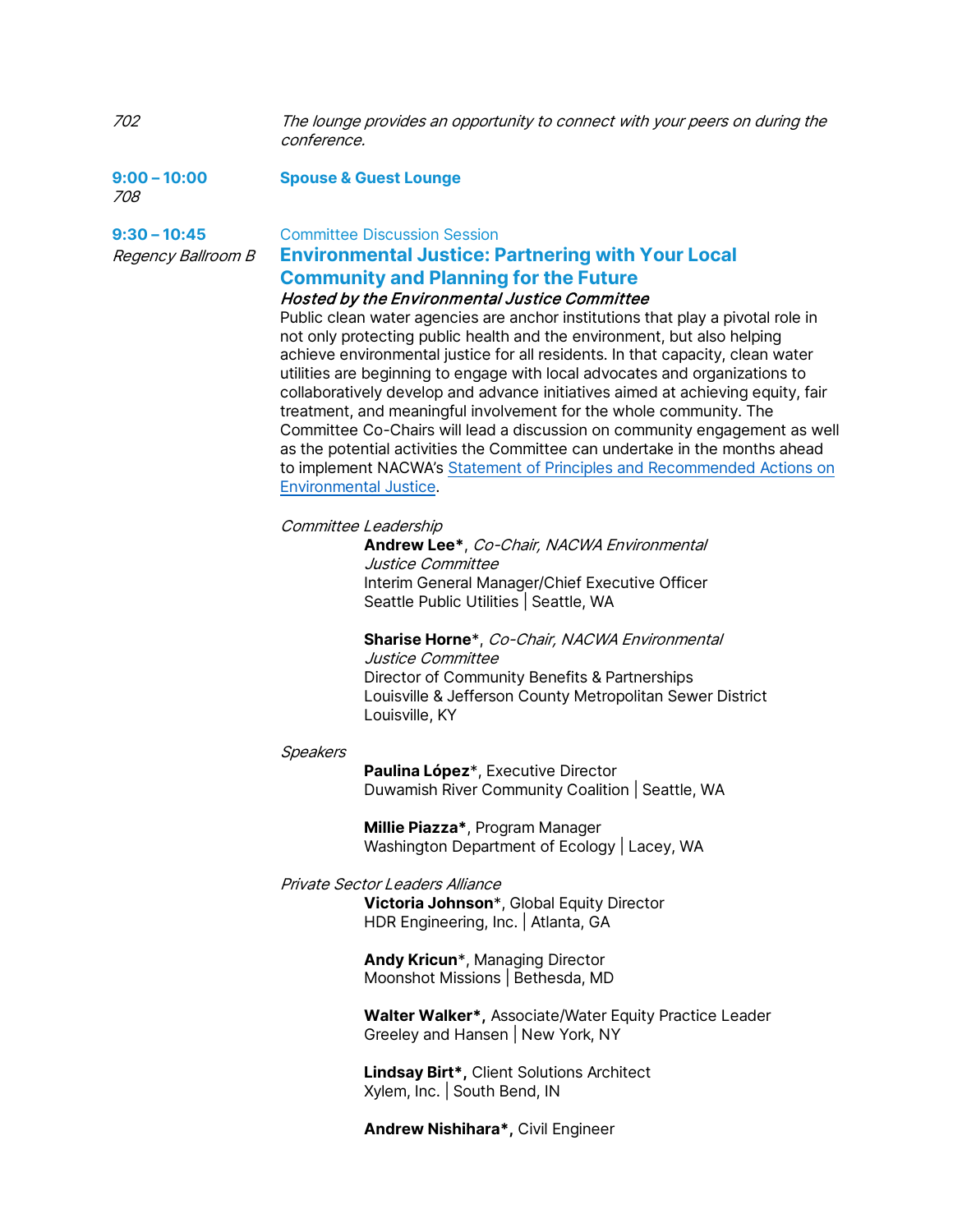*702* *The lounge provides an opportunity to connect with your peers on during the conference.*

**9:00 – 10:00** **Spouse & Guest Lounge**
*708*

**9:30 – 10:45** Committee Discussion Session
*Regency Ballroom B*

## Environmental Justice: Partnering with Your Local Community and Planning for the Future

***Hosted by the Environmental Justice Committee***

Public clean water agencies are anchor institutions that play a pivotal role in not only protecting public health and the environment, but also helping achieve environmental justice for all residents. In that capacity, clean water utilities are beginning to engage with local advocates and organizations to collaboratively develop and advance initiatives aimed at achieving equity, fair treatment, and meaningful involvement for the whole community. The Committee Co-Chairs will lead a discussion on community engagement as well as the potential activities the Committee can undertake in the months ahead to implement NACWA's Statement of Principles and Recommended Actions on Environmental Justice.

*Committee Leadership*

**Andrew Lee***, *Co-Chair, NACWA Environmental Justice Committee*
Interim General Manager/Chief Executive Officer
Seattle Public Utilities | Seattle, WA

**Sharise Horne***, *Co-Chair, NACWA Environmental Justice Committee*
Director of Community Benefits & Partnerships
Louisville & Jefferson County Metropolitan Sewer District
Louisville, KY

*Speakers*

**Paulina López***, Executive Director
Duwamish River Community Coalition | Seattle, WA

**Millie Piazza***, Program Manager
Washington Department of Ecology | Lacey, WA

*Private Sector Leaders Alliance*

**Victoria Johnson***, Global Equity Director
HDR Engineering, Inc. | Atlanta, GA

**Andy Kricun***, Managing Director
Moonshot Missions | Bethesda, MD

**Walter Walker*,** Associate/Water Equity Practice Leader
Greeley and Hansen | New York, NY

**Lindsay Birt*,** Client Solutions Architect
Xylem, Inc. | South Bend, IN

**Andrew Nishihara*,** Civil Engineer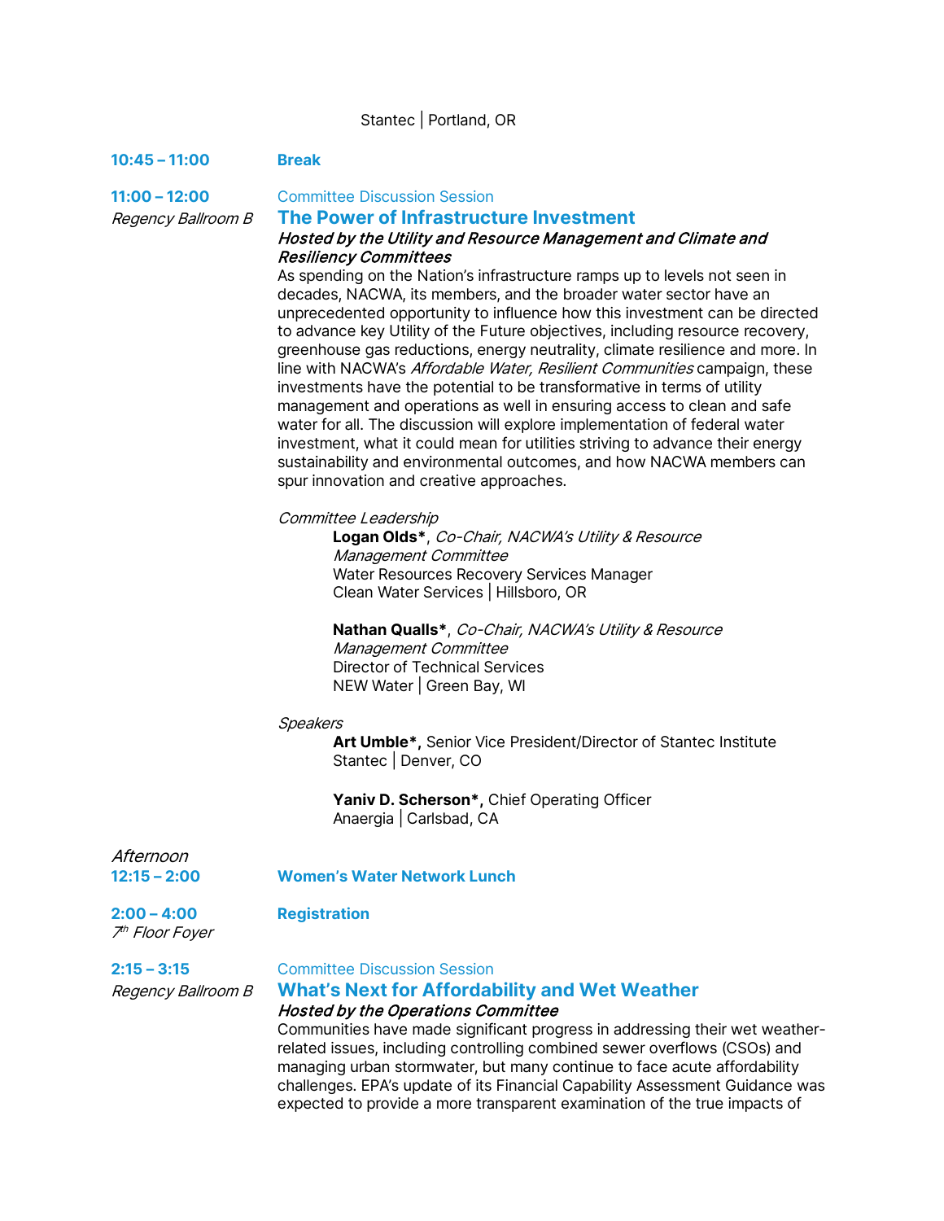Stantec | Portland, OR

**10:45 – 11:00** **Break**

**11:00 – 12:00**
*Regency Ballroom B*

Committee Discussion Session

### The Power of Infrastructure Investment

***Hosted by the Utility and Resource Management and Climate and Resiliency Committees***

As spending on the Nation's infrastructure ramps up to levels not seen in decades, NACWA, its members, and the broader water sector have an unprecedented opportunity to influence how this investment can be directed to advance key Utility of the Future objectives, including resource recovery, greenhouse gas reductions, energy neutrality, climate resilience and more. In line with NACWA's *Affordable Water, Resilient Communities* campaign, these investments have the potential to be transformative in terms of utility management and operations as well in ensuring access to clean and safe water for all. The discussion will explore implementation of federal water investment, what it could mean for utilities striving to advance their energy sustainability and environmental outcomes, and how NACWA members can spur innovation and creative approaches.

*Committee Leadership*

**Logan Olds***, *Co-Chair, NACWA's Utility & Resource Management Committee*
Water Resources Recovery Services Manager
Clean Water Services | Hillsboro, OR

**Nathan Qualls***, *Co-Chair, NACWA's Utility & Resource Management Committee*
Director of Technical Services
NEW Water | Green Bay, WI

*Speakers*

**Art Umble*,** Senior Vice President/Director of Stantec Institute
Stantec | Denver, CO

**Yaniv D. Scherson*,** Chief Operating Officer
Anaergia | Carlsbad, CA

*Afternoon*

**12:15 – 2:00** **Women's Water Network Lunch**

**2:00 – 4:00** **Registration**
*7th Floor Foyer*

**2:15 – 3:15**
*Regency Ballroom B*

Committee Discussion Session

### What's Next for Affordability and Wet Weather

***Hosted by the Operations Committee***

Communities have made significant progress in addressing their wet weather-related issues, including controlling combined sewer overflows (CSOs) and managing urban stormwater, but many continue to face acute affordability challenges. EPA's update of its Financial Capability Assessment Guidance was expected to provide a more transparent examination of the true impacts of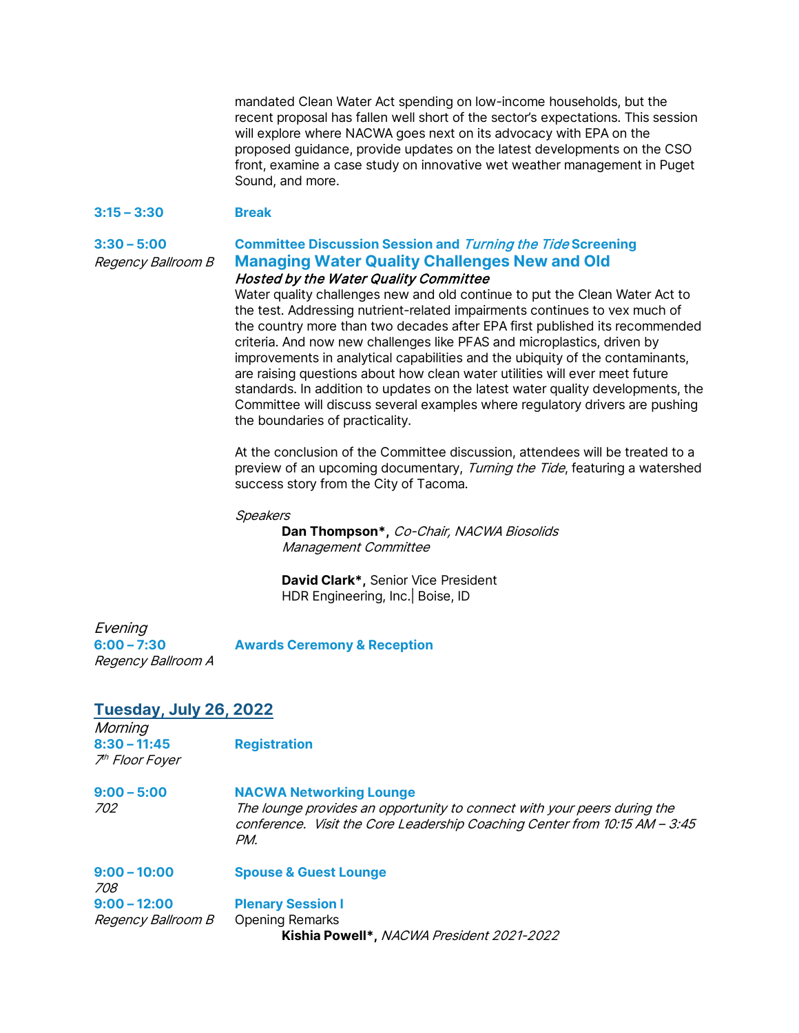mandated Clean Water Act spending on low-income households, but the recent proposal has fallen well short of the sector's expectations. This session will explore where NACWA goes next on its advocacy with EPA on the proposed guidance, provide updates on the latest developments on the CSO front, examine a case study on innovative wet weather management in Puget Sound, and more.

**3:15 – 3:30** **Break**

**3:30 – 5:00**
*Regency Ballroom B*

**Committee Discussion Session and *Turning the Tide* Screening**

### Managing Water Quality Challenges New and Old

***Hosted by the Water Quality Committee***

Water quality challenges new and old continue to put the Clean Water Act to the test. Addressing nutrient-related impairments continues to vex much of the country more than two decades after EPA first published its recommended criteria. And now new challenges like PFAS and microplastics, driven by improvements in analytical capabilities and the ubiquity of the contaminants, are raising questions about how clean water utilities will ever meet future standards. In addition to updates on the latest water quality developments, the Committee will discuss several examples where regulatory drivers are pushing the boundaries of practicality.

At the conclusion of the Committee discussion, attendees will be treated to a preview of an upcoming documentary, *Turning the Tide*, featuring a watershed success story from the City of Tacoma.

*Speakers*

**Dan Thompson\*,** *Co-Chair, NACWA Biosolids Management Committee*

**David Clark\*,** Senior Vice President
HDR Engineering, Inc.| Boise, ID

*Evening*

**6:00 – 7:30**
*Regency Ballroom A*

**Awards Ceremony & Reception**

## Tuesday, July 26, 2022

*Morning*

**8:30 – 11:45**
*7th Floor Foyer*

**Registration**

**9:00 – 5:00**
*702*

**NACWA Networking Lounge**

*The lounge provides an opportunity to connect with your peers during the conference. Visit the Core Leadership Coaching Center from 10:15 AM – 3:45 PM.*

**9:00 – 10:00**
*708*

**Spouse & Guest Lounge**

**9:00 – 12:00**
*Regency Ballroom B*

**Plenary Session I**

Opening Remarks

**Kishia Powell\*,** *NACWA President 2021-2022*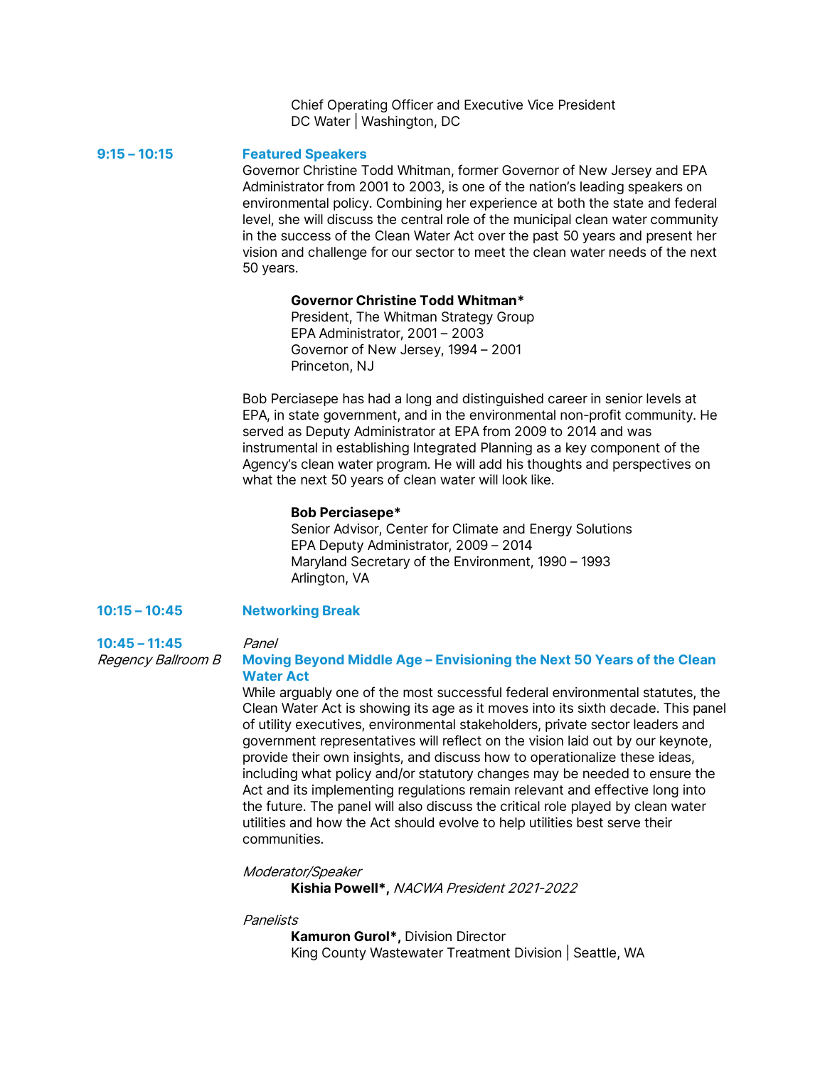Chief Operating Officer and Executive Vice President
DC Water | Washington, DC

**9:15 – 10:15** **Featured Speakers**

Governor Christine Todd Whitman, former Governor of New Jersey and EPA Administrator from 2001 to 2003, is one of the nation's leading speakers on environmental policy. Combining her experience at both the state and federal level, she will discuss the central role of the municipal clean water community in the success of the Clean Water Act over the past 50 years and present her vision and challenge for our sector to meet the clean water needs of the next 50 years.

**Governor Christine Todd Whitman***
President, The Whitman Strategy Group
EPA Administrator, 2001 – 2003
Governor of New Jersey, 1994 – 2001
Princeton, NJ

Bob Perciasepe has had a long and distinguished career in senior levels at EPA, in state government, and in the environmental non-profit community. He served as Deputy Administrator at EPA from 2009 to 2014 and was instrumental in establishing Integrated Planning as a key component of the Agency's clean water program. He will add his thoughts and perspectives on what the next 50 years of clean water will look like.

**Bob Perciasepe***
Senior Advisor, Center for Climate and Energy Solutions
EPA Deputy Administrator, 2009 – 2014
Maryland Secretary of the Environment, 1990 – 1993
Arlington, VA

**10:15 – 10:45** **Networking Break**

**10:45 – 11:45**
*Regency Ballroom B*

*Panel*

**Moving Beyond Middle Age – Envisioning the Next 50 Years of the Clean Water Act**

While arguably one of the most successful federal environmental statutes, the Clean Water Act is showing its age as it moves into its sixth decade. This panel of utility executives, environmental stakeholders, private sector leaders and government representatives will reflect on the vision laid out by our keynote, provide their own insights, and discuss how to operationalize these ideas, including what policy and/or statutory changes may be needed to ensure the Act and its implementing regulations remain relevant and effective long into the future. The panel will also discuss the critical role played by clean water utilities and how the Act should evolve to help utilities best serve their communities.

*Moderator/Speaker*

**Kishia Powell***, *NACWA President 2021-2022*

*Panelists*

**Kamuron Gurol***, Division Director
King County Wastewater Treatment Division | Seattle, WA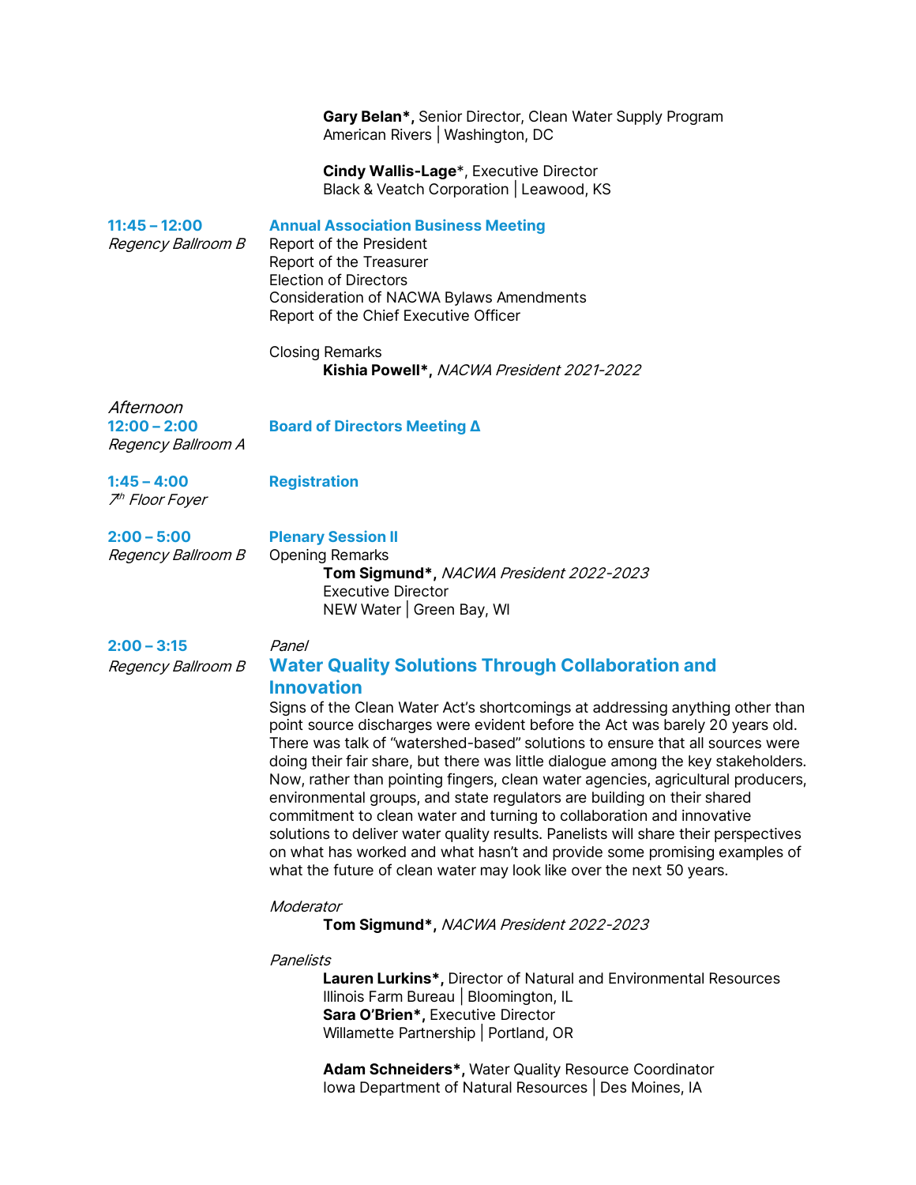**Gary Belan***, Senior Director, Clean Water Supply Program
American Rivers | Washington, DC

**Cindy Wallis-Lage***, Executive Director
Black & Veatch Corporation | Leawood, KS

**11:45 – 12:00**
*Regency Ballroom B*

**Annual Association Business Meeting**
Report of the President
Report of the Treasurer
Election of Directors
Consideration of NACWA Bylaws Amendments
Report of the Chief Executive Officer

Closing Remarks
**Kishia Powell***, *NACWA President 2021-2022*

*Afternoon*

**12:00 – 2:00**
*Regency Ballroom A*

**Board of Directors Meeting Δ**

**1:45 – 4:00**
*7th Floor Foyer*

**Registration**

**2:00 – 5:00**
*Regency Ballroom B*

**Plenary Session II**
Opening Remarks
**Tom Sigmund***, *NACWA President 2022-2023*
Executive Director
NEW Water | Green Bay, WI

**2:00 – 3:15**
*Regency Ballroom B*

*Panel*

**Water Quality Solutions Through Collaboration and Innovation**

Signs of the Clean Water Act's shortcomings at addressing anything other than point source discharges were evident before the Act was barely 20 years old. There was talk of "watershed-based" solutions to ensure that all sources were doing their fair share, but there was little dialogue among the key stakeholders. Now, rather than pointing fingers, clean water agencies, agricultural producers, environmental groups, and state regulators are building on their shared commitment to clean water and turning to collaboration and innovative solutions to deliver water quality results. Panelists will share their perspectives on what has worked and what hasn't and provide some promising examples of what the future of clean water may look like over the next 50 years.

*Moderator*
**Tom Sigmund***, *NACWA President 2022-2023*

*Panelists*
**Lauren Lurkins***, Director of Natural and Environmental Resources
Illinois Farm Bureau | Bloomington, IL
**Sara O'Brien***, Executive Director
Willamette Partnership | Portland, OR

**Adam Schneiders***, Water Quality Resource Coordinator
Iowa Department of Natural Resources | Des Moines, IA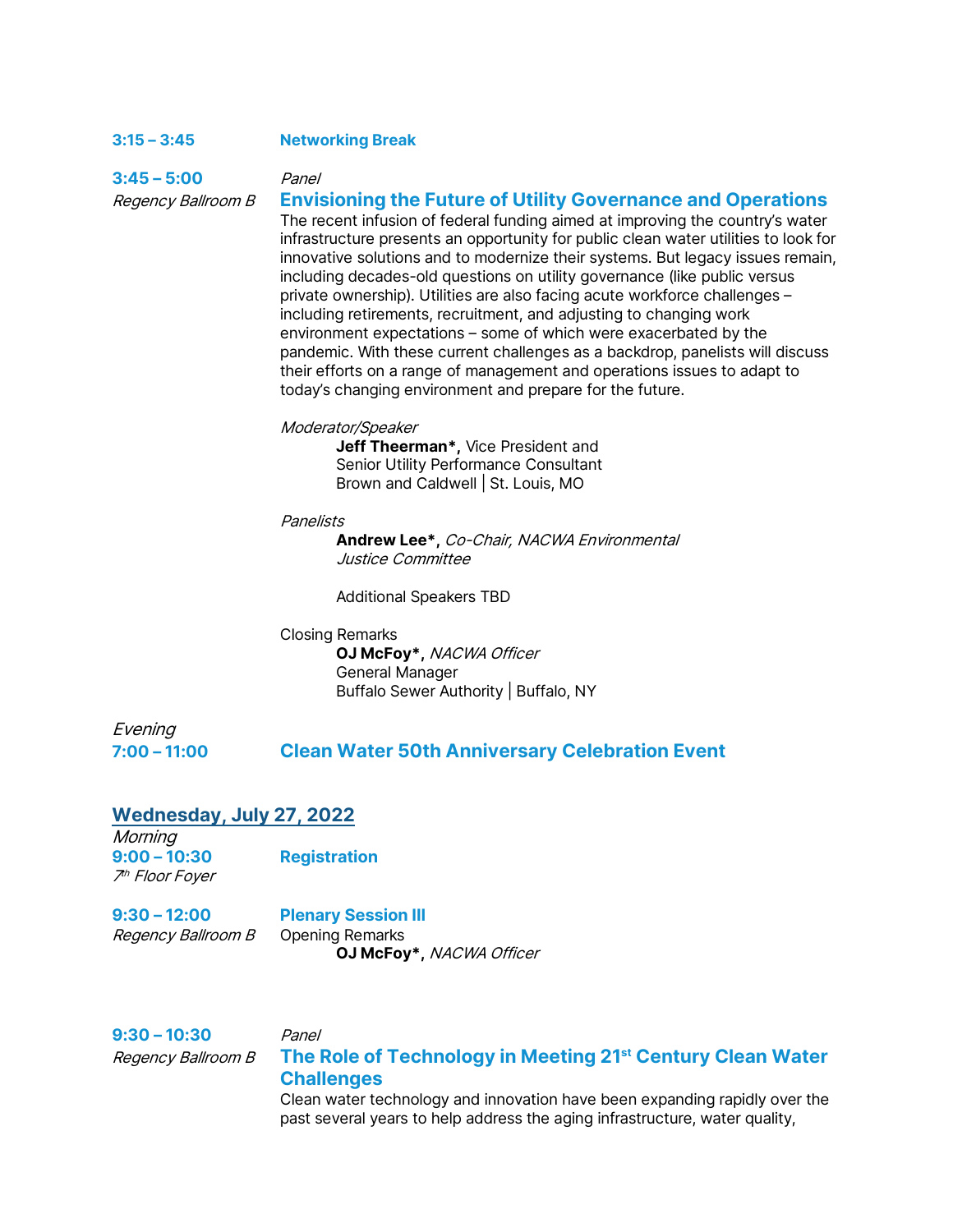**3:15 – 3:45** **Networking Break**

**3:45 – 5:00**
*Regency Ballroom B*

*Panel*

### Envisioning the Future of Utility Governance and Operations

The recent infusion of federal funding aimed at improving the country's water infrastructure presents an opportunity for public clean water utilities to look for innovative solutions and to modernize their systems. But legacy issues remain, including decades-old questions on utility governance (like public versus private ownership). Utilities are also facing acute workforce challenges – including retirements, recruitment, and adjusting to changing work environment expectations – some of which were exacerbated by the pandemic. With these current challenges as a backdrop, panelists will discuss their efforts on a range of management and operations issues to adapt to today's changing environment and prepare for the future.

*Moderator/Speaker*

**Jeff Theerman\*,** Vice President and
Senior Utility Performance Consultant
Brown and Caldwell | St. Louis, MO

*Panelists*

**Andrew Lee\*,** *Co-Chair, NACWA Environmental Justice Committee*

Additional Speakers TBD

Closing Remarks

**OJ McFoy\*,** *NACWA Officer*
General Manager
Buffalo Sewer Authority | Buffalo, NY

*Evening*
**7:00 – 11:00** **Clean Water 50th Anniversary Celebration Event**

## Wednesday, July 27, 2022

*Morning*
**9:00 – 10:30** **Registration**
*7th Floor Foyer*

**9:30 – 12:00** **Plenary Session III**
*Regency Ballroom B*

Opening Remarks

**OJ McFoy\*,** *NACWA Officer*

**9:30 – 10:30**
*Regency Ballroom B*

*Panel*

### The Role of Technology in Meeting 21st Century Clean Water Challenges

Clean water technology and innovation have been expanding rapidly over the past several years to help address the aging infrastructure, water quality,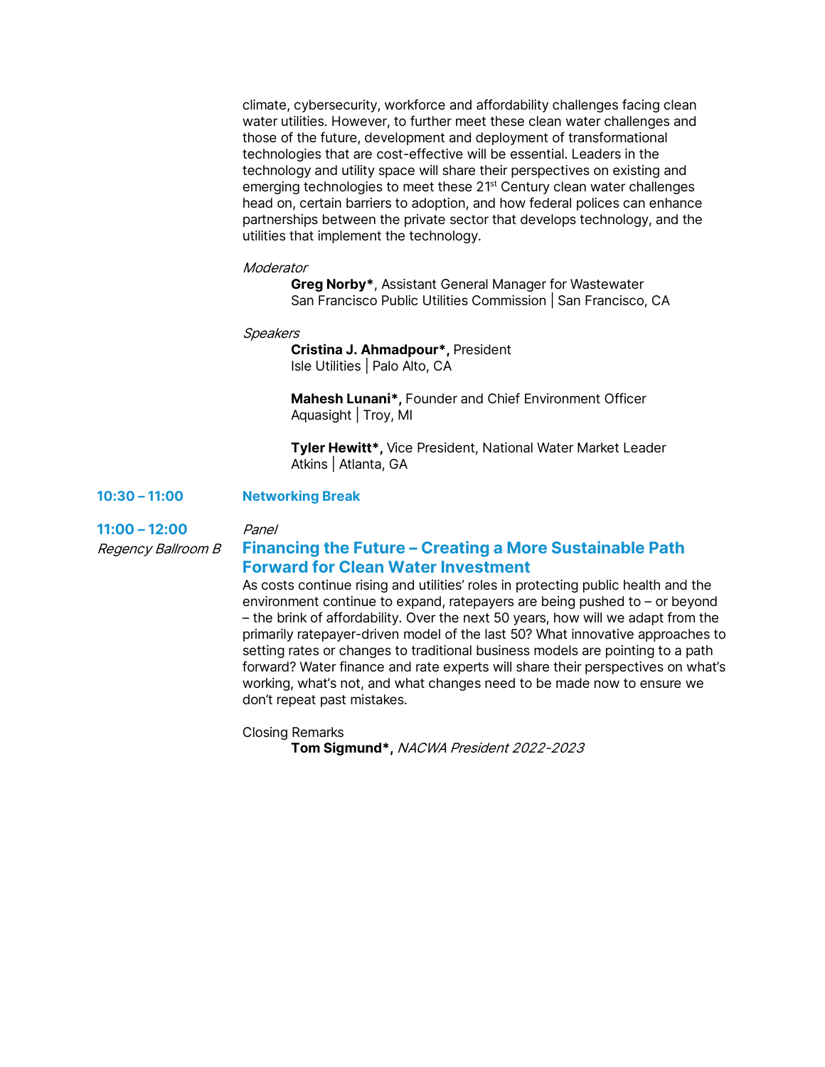climate, cybersecurity, workforce and affordability challenges facing clean water utilities. However, to further meet these clean water challenges and those of the future, development and deployment of transformational technologies that are cost-effective will be essential. Leaders in the technology and utility space will share their perspectives on existing and emerging technologies to meet these 21st Century clean water challenges head on, certain barriers to adoption, and how federal polices can enhance partnerships between the private sector that develops technology, and the utilities that implement the technology.

*Moderator*

**Greg Norby***, Assistant General Manager for Wastewater
San Francisco Public Utilities Commission | San Francisco, CA

*Speakers*

**Cristina J. Ahmadpour*,** President
Isle Utilities | Palo Alto, CA

**Mahesh Lunani*,** Founder and Chief Environment Officer
Aquasight | Troy, MI

**Tyler Hewitt*,** Vice President, National Water Market Leader
Atkins | Atlanta, GA

**10:30 – 11:00** **Networking Break**

**11:00 – 12:00**
*Regency Ballroom B*

*Panel*

## Financing the Future – Creating a More Sustainable Path Forward for Clean Water Investment

As costs continue rising and utilities' roles in protecting public health and the environment continue to expand, ratepayers are being pushed to – or beyond – the brink of affordability. Over the next 50 years, how will we adapt from the primarily ratepayer-driven model of the last 50? What innovative approaches to setting rates or changes to traditional business models are pointing to a path forward? Water finance and rate experts will share their perspectives on what's working, what's not, and what changes need to be made now to ensure we don't repeat past mistakes.

Closing Remarks

**Tom Sigmund*,** *NACWA President 2022-2023*